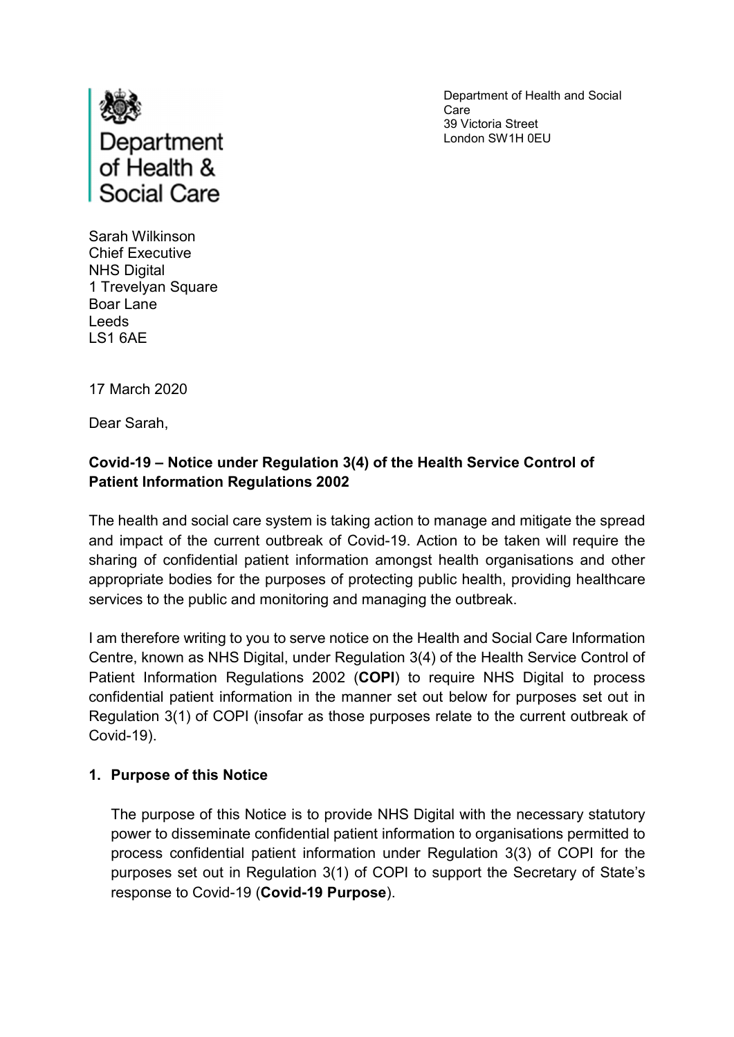Department of Health & Social Care

Department of Health and Social Care
39 Victoria Street
London SW1H 0EU

Sarah Wilkinson
Chief Executive
NHS Digital
1 Trevelyan Square
Boar Lane
Leeds
LS1 6AE

17 March 2020

Dear Sarah,

**Covid-19 – Notice under Regulation 3(4) of the Health Service Control of Patient Information Regulations 2002**

The health and social care system is taking action to manage and mitigate the spread and impact of the current outbreak of Covid-19. Action to be taken will require the sharing of confidential patient information amongst health organisations and other appropriate bodies for the purposes of protecting public health, providing healthcare services to the public and monitoring and managing the outbreak.

I am therefore writing to you to serve notice on the Health and Social Care Information Centre, known as NHS Digital, under Regulation 3(4) of the Health Service Control of Patient Information Regulations 2002 (**COPI**) to require NHS Digital to process confidential patient information in the manner set out below for purposes set out in Regulation 3(1) of COPI (insofar as those purposes relate to the current outbreak of Covid-19).

**1. Purpose of this Notice**

The purpose of this Notice is to provide NHS Digital with the necessary statutory power to disseminate confidential patient information to organisations permitted to process confidential patient information under Regulation 3(3) of COPI for the purposes set out in Regulation 3(1) of COPI to support the Secretary of State's response to Covid-19 (**Covid-19 Purpose**).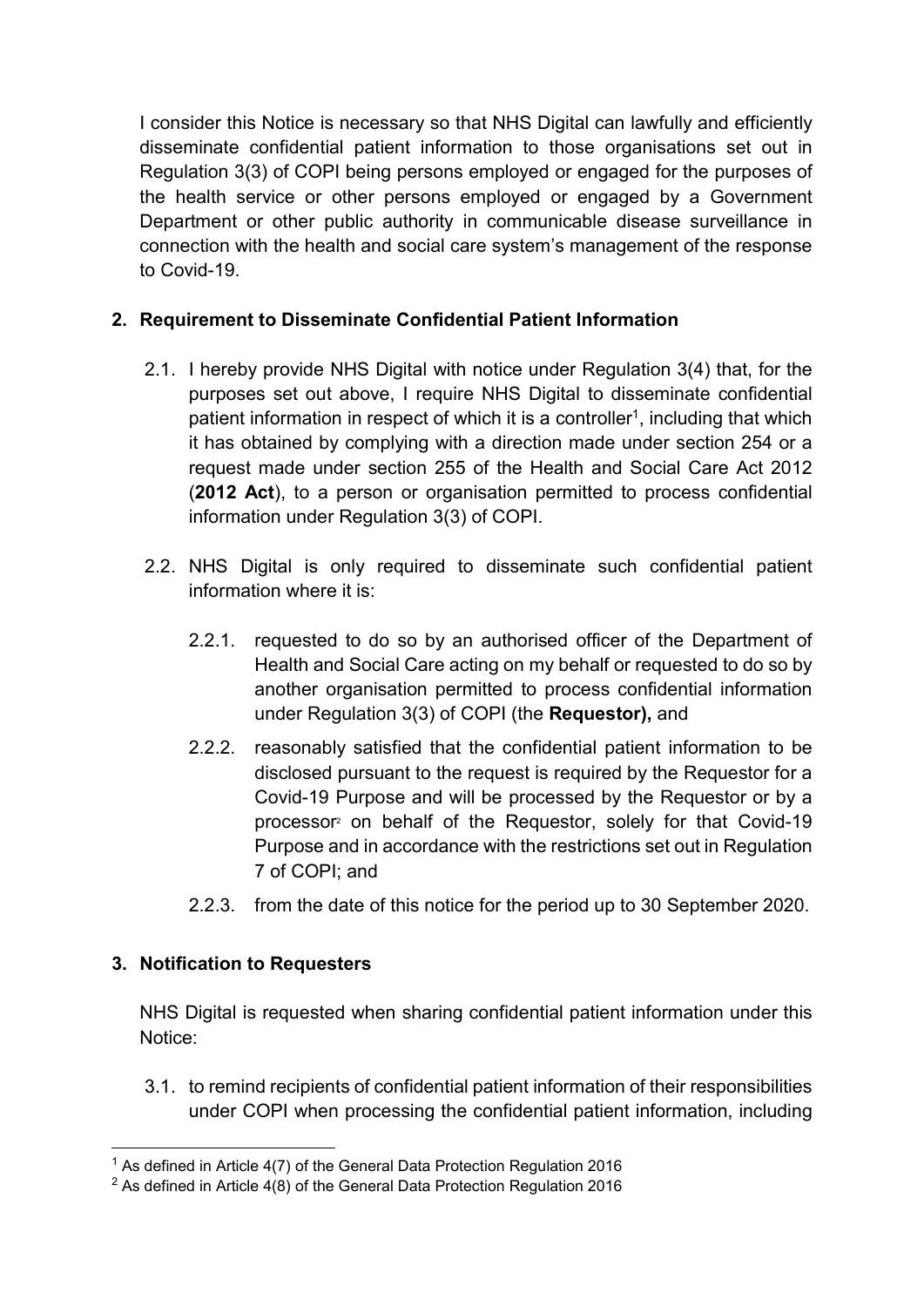I consider this Notice is necessary so that NHS Digital can lawfully and efficiently disseminate confidential patient information to those organisations set out in Regulation 3(3) of COPI being persons employed or engaged for the purposes of the health service or other persons employed or engaged by a Government Department or other public authority in communicable disease surveillance in connection with the health and social care system's management of the response to Covid-19.

## 2. Requirement to Disseminate Confidential Patient Information

2.1. I hereby provide NHS Digital with notice under Regulation 3(4) that, for the purposes set out above, I require NHS Digital to disseminate confidential patient information in respect of which it is a controller[1], including that which it has obtained by complying with a direction made under section 254 or a request made under section 255 of the Health and Social Care Act 2012 (**2012 Act**), to a person or organisation permitted to process confidential information under Regulation 3(3) of COPI.

2.2. NHS Digital is only required to disseminate such confidential patient information where it is:

2.2.1. requested to do so by an authorised officer of the Department of Health and Social Care acting on my behalf or requested to do so by another organisation permitted to process confidential information under Regulation 3(3) of COPI (the **Requestor),** and

2.2.2. reasonably satisfied that the confidential patient information to be disclosed pursuant to the request is required by the Requestor for a Covid-19 Purpose and will be processed by the Requestor or by a processor[2] on behalf of the Requestor, solely for that Covid-19 Purpose and in accordance with the restrictions set out in Regulation 7 of COPI; and

2.2.3. from the date of this notice for the period up to 30 September 2020.

## 3. Notification to Requesters

NHS Digital is requested when sharing confidential patient information under this Notice:

3.1. to remind recipients of confidential patient information of their responsibilities under COPI when processing the confidential patient information, including

---

[1] As defined in Article 4(7) of the General Data Protection Regulation 2016

[2] As defined in Article 4(8) of the General Data Protection Regulation 2016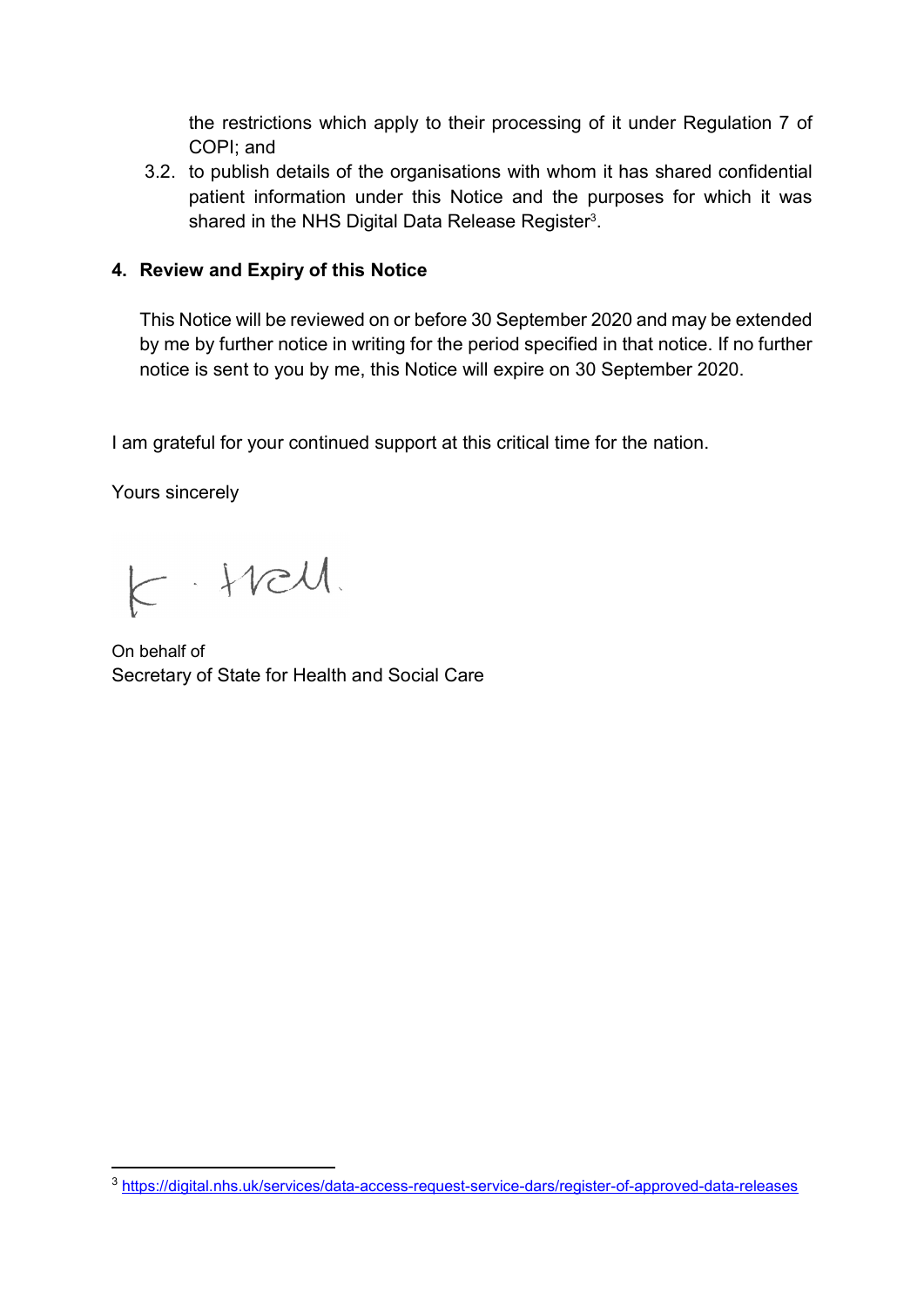the restrictions which apply to their processing of it under Regulation 7 of COPI; and

3.2. to publish details of the organisations with whom it has shared confidential patient information under this Notice and the purposes for which it was shared in the NHS Digital Data Release Register[3].

**4. Review and Expiry of this Notice**

This Notice will be reviewed on or before 30 September 2020 and may be extended by me by further notice in writing for the period specified in that notice. If no further notice is sent to you by me, this Notice will expire on 30 September 2020.

I am grateful for your continued support at this critical time for the nation.

Yours sincerely

K. Hall.

On behalf of
Secretary of State for Health and Social Care

[3] https://digital.nhs.uk/services/data-access-request-service-dars/register-of-approved-data-releases